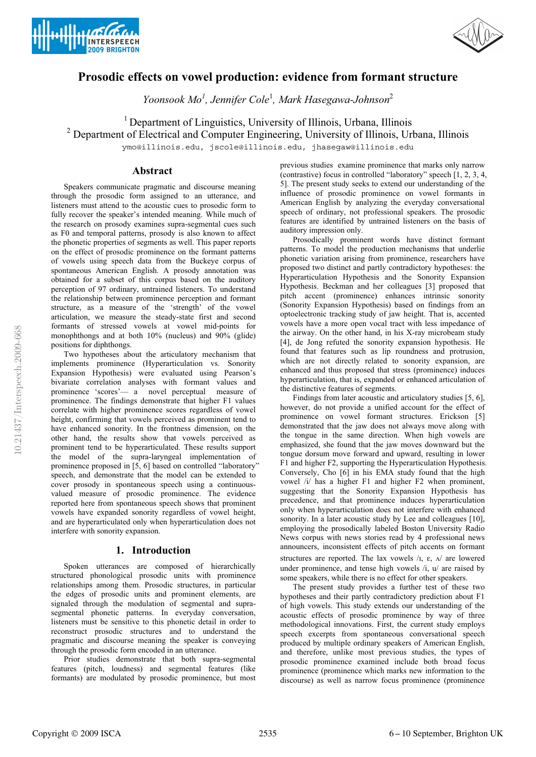# Prosodic effects on vowel production: evidence from formant structure

*Yoonsook Mo[1], Jennifer Cole[1], Mark Hasegawa-Johnson[2]*

[1] Department of Linguistics, University of Illinois, Urbana, Illinois
[2] Department of Electrical and Computer Engineering, University of Illinois, Urbana, Illinois

ymo@illinois.edu, jscole@illinois.edu, jhasegaw@illinois.edu

## Abstract

Speakers communicate pragmatic and discourse meaning through the prosodic form assigned to an utterance, and listeners must attend to the acoustic cues to prosodic form to fully recover the speaker's intended meaning. While much of the research on prosody examines supra-segmental cues such as F0 and temporal patterns, prosody is also known to affect the phonetic properties of segments as well. This paper reports on the effect of prosodic prominence on the formant patterns of vowels using speech data from the Buckeye corpus of spontaneous American English. A prosody annotation was obtained for a subset of this corpus based on the auditory perception of 97 ordinary, untrained listeners. To understand the relationship between prominence perception and formant structure, as a measure of the 'strength' of the vowel articulation, we measure the steady-state first and second formants of stressed vowels at vowel mid-points for monophthongs and at both 10% (nucleus) and 90% (glide) positions for diphthongs.

Two hypotheses about the articulatory mechanism that implements prominence (Hyperarticulation vs. Sonority Expansion Hypothesis) were evaluated using Pearson's bivariate correlation analyses with formant values and prominence 'scores'— a novel perceptual measure of prominence. The findings demonstrate that higher F1 values correlate with higher prominence scores regardless of vowel height, confirming that vowels perceived as prominent tend to have enhanced sonority. In the frontness dimension, on the other hand, the results show that vowels perceived as prominent tend to be hyperarticulated. These results support the model of the supra-laryngeal implementation of prominence proposed in [5, 6] based on controlled "laboratory" speech, and demonstrate that the model can be extended to cover prosody in spontaneous speech using a continuous-valued measure of prosodic prominence. The evidence reported here from spontaneous speech shows that prominent vowels have expanded sonority regardless of vowel height, and are hyperarticulated only when hyperarticulation does not interfere with sonority expansion.

## 1. Introduction

Spoken utterances are composed of hierarchically structured phonological prosodic units with prominence relationships among them. Prosodic structures, in particular the edges of prosodic units and prominent elements, are signaled through the modulation of segmental and supra-segmental phonetic patterns. In everyday conversation, listeners must be sensitive to this phonetic detail in order to reconstruct prosodic structures and to understand the pragmatic and discourse meaning the speaker is conveying through the prosodic form encoded in an utterance.

Prior studies demonstrate that both supra-segmental features (pitch, loudness) and segmental features (like formants) are modulated by prosodic prominence, but most previous studies examine prominence that marks only narrow (contrastive) focus in controlled "laboratory" speech [1, 2, 3, 4, 5]. The present study seeks to extend our understanding of the influence of prosodic prominence on vowel formants in American English by analyzing the everyday conversational speech of ordinary, not professional speakers. The prosodic features are identified by untrained listeners on the basis of auditory impression only.

Prosodically prominent words have distinct formant patterns. To model the production mechanisms that underlie phonetic variation arising from prominence, researchers have proposed two distinct and partly contradictory hypotheses: the Hyperarticulation Hypothesis and the Sonority Expansion Hypothesis. Beckman and her colleagues [3] proposed that pitch accent (prominence) enhances intrinsic sonority (Sonority Expansion Hypothesis) based on findings from an optoelectronic tracking study of jaw height. That is, accented vowels have a more open vocal tract with less impedance of the airway. On the other hand, in his X-ray microbeam study [4], de Jong refuted the sonority expansion hypothesis. He found that features such as lip roundness and protrusion, which are not directly related to sonority expansion, are enhanced and thus proposed that stress (prominence) induces hyperarticulation, that is, expanded or enhanced articulation of the distinctive features of segments.

Findings from later acoustic and articulatory studies [5, 6], however, do not provide a unified account for the effect of prominence on vowel formant structures. Erickson [5] demonstrated that the jaw does not always move along with the tongue in the same direction. When high vowels are emphasized, she found that the jaw moves downward but the tongue dorsum move forward and upward, resulting in lower F1 and higher F2, supporting the Hyperarticulation Hypothesis. Conversely, Cho [6] in his EMA study found that the high vowel /i/ has a higher F1 and higher F2 when prominent, suggesting that the Sonority Expansion Hypothesis has precedence, and that prominence induces hyperarticulation only when hyperarticulation does not interfere with enhanced sonority. In a later acoustic study by Lee and colleagues [10], employing the prosodically labeled Boston University Radio News corpus with news stories read by 4 professional news announcers, inconsistent effects of pitch accents on formant structures are reported. The lax vowels /ɪ, ɛ, ʌ/ are lowered under prominence, and tense high vowels /i, u/ are raised by some speakers, while there is no effect for other speakers.

The present study provides a further test of these two hypotheses and their partly contradictory prediction about F1 of high vowels. This study extends our understanding of the acoustic effects of prosodic prominence by way of three methodological innovations. First, the current study employs speech excerpts from spontaneous conversational speech produced by multiple ordinary speakers of American English, and therefore, unlike most previous studies, the types of prosodic prominence examined include both broad focus prominence (prominence which marks new information to the discourse) as well as narrow focus prominence (prominence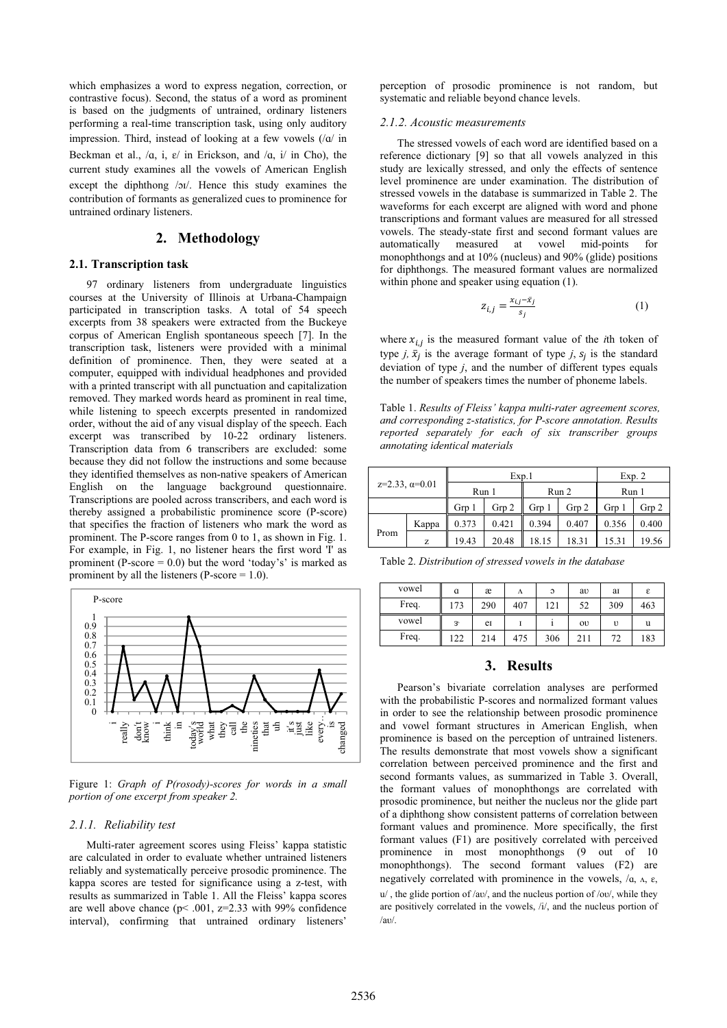which emphasizes a word to express negation, correction, or contrastive focus). Second, the status of a word as prominent is based on the judgments of untrained, ordinary listeners performing a real-time transcription task, using only auditory impression. Third, instead of looking at a few vowels (/ɑ/ in Beckman et al., /ɑ, i, ɛ/ in Erickson, and /ɑ, i/ in Cho), the current study examines all the vowels of American English except the diphthong /ɔɪ/. Hence this study examines the contribution of formants as generalized cues to prominence for untrained ordinary listeners.

## 2. Methodology

### 2.1. Transcription task

97 ordinary listeners from undergraduate linguistics courses at the University of Illinois at Urbana-Champaign participated in transcription tasks. A total of 54 speech excerpts from 38 speakers were extracted from the Buckeye corpus of American English spontaneous speech [7]. In the transcription task, listeners were provided with a minimal definition of prominence. Then, they were seated at a computer, equipped with individual headphones and provided with a printed transcript with all punctuation and capitalization removed. They marked words heard as prominent in real time, while listening to speech excerpts presented in randomized order, without the aid of any visual display of the speech. Each excerpt was transcribed by 10-22 ordinary listeners. Transcription data from 6 transcribers are excluded: some because they did not follow the instructions and some because they identified themselves as non-native speakers of American English on the language background questionnaire. Transcriptions are pooled across transcribers, and each word is thereby assigned a probabilistic prominence score (P-score) that specifies the fraction of listeners who mark the word as prominent. The P-score ranges from 0 to 1, as shown in Fig. 1. For example, in Fig. 1, no listener hears the first word 'I' as prominent (P-score = 0.0) but the word 'today's' is marked as prominent by all the listeners (P-score = 1.0).

Figure 1: *Graph of P(rosody)-scores for words in a small portion of one excerpt from speaker 2.*

#### 2.1.1. Reliability test

Multi-rater agreement scores using Fleiss' kappa statistic are calculated in order to evaluate whether untrained listeners reliably and systematically perceive prosodic prominence. The kappa scores are tested for significance using a z-test, with results as summarized in Table 1. All the Fleiss' kappa scores are well above chance (p< .001, z=2.33 with 99% confidence interval), confirming that untrained ordinary listeners' perception of prosodic prominence is not random, but systematic and reliable beyond chance levels.

#### 2.1.2. Acoustic measurements

The stressed vowels of each word are identified based on a reference dictionary [9] so that all vowels analyzed in this study are lexically stressed, and only the effects of sentence level prominence are under examination. The distribution of stressed vowels in the database is summarized in Table 2. The waveforms for each excerpt are aligned with word and phone transcriptions and formant values are measured for all stressed vowels. The steady-state first and second formant values are automatically measured at vowel mid-points for monophthongs and at 10% (nucleus) and 90% (glide) positions for diphthongs. The measured formant values are normalized within phone and speaker using equation (1).

$$z_{i,j} = \frac{x_{i,j} - \bar{x}_j}{s_j} \quad (1)$$

where $x_{i,j}$ is the measured formant value of the $i$th token of type $j$, $\bar{x}_j$ is the average formant of type $j$, $s_j$ is the standard deviation of type $j$, and the number of different types equals the number of speakers times the number of phoneme labels.

Table 1. *Results of Fleiss' kappa multi-rater agreement scores, and corresponding z-statistics, for P-score annotation. Results reported separately for each of six transcriber groups annotating identical materials*

| z=2.33, α=0.01 | | Exp.1 | | | | Exp. 2 | |
|---|---|---|---|---|---|---|---|
| | | Run 1 | | Run 2 | | Run 1 | |
| | | Grp 1 | Grp 2 | Grp 1 | Grp 2 | Grp 1 | Grp 2 |
| Prom | Kappa | 0.373 | 0.421 | 0.394 | 0.407 | 0.356 | 0.400 |
| | z | 19.43 | 20.48 | 18.15 | 18.31 | 15.31 | 19.56 |

Table 2. *Distribution of stressed vowels in the database*

| vowel | ɑ | æ | ʌ | ɔ | aʊ | aɪ | ɛ |
|---|---|---|---|---|---|---|---|
| Freq. | 173 | 290 | 407 | 121 | 52 | 309 | 463 |
| vowel | ɝ | eɪ | ɪ | i | oʊ | ʊ | u |
| Freq. | 122 | 214 | 475 | 306 | 211 | 72 | 183 |

## 3. Results

Pearson's bivariate correlation analyses are performed with the probabilistic P-scores and normalized formant values in order to see the relationship between prosodic prominence and vowel formant structures in American English, when prominence is based on the perception of untrained listeners. The results demonstrate that most vowels show a significant correlation between perceived prominence and the first and second formants values, as summarized in Table 3. Overall, the formant values of monophthongs are correlated with prosodic prominence, but neither the nucleus nor the glide part of a diphthong show consistent patterns of correlation between formant values and prominence. More specifically, the first formant values (F1) are positively correlated with perceived prominence in most monophthongs (9 out of 10 monophthongs). The second formant values (F2) are negatively correlated with prominence in the vowels, /ɑ, ʌ, ɛ, u/ , the glide portion of /aʊ/, and the nucleus portion of /oʊ/, while they are positively correlated in the vowels, /i/, and the nucleus portion of /aʊ/.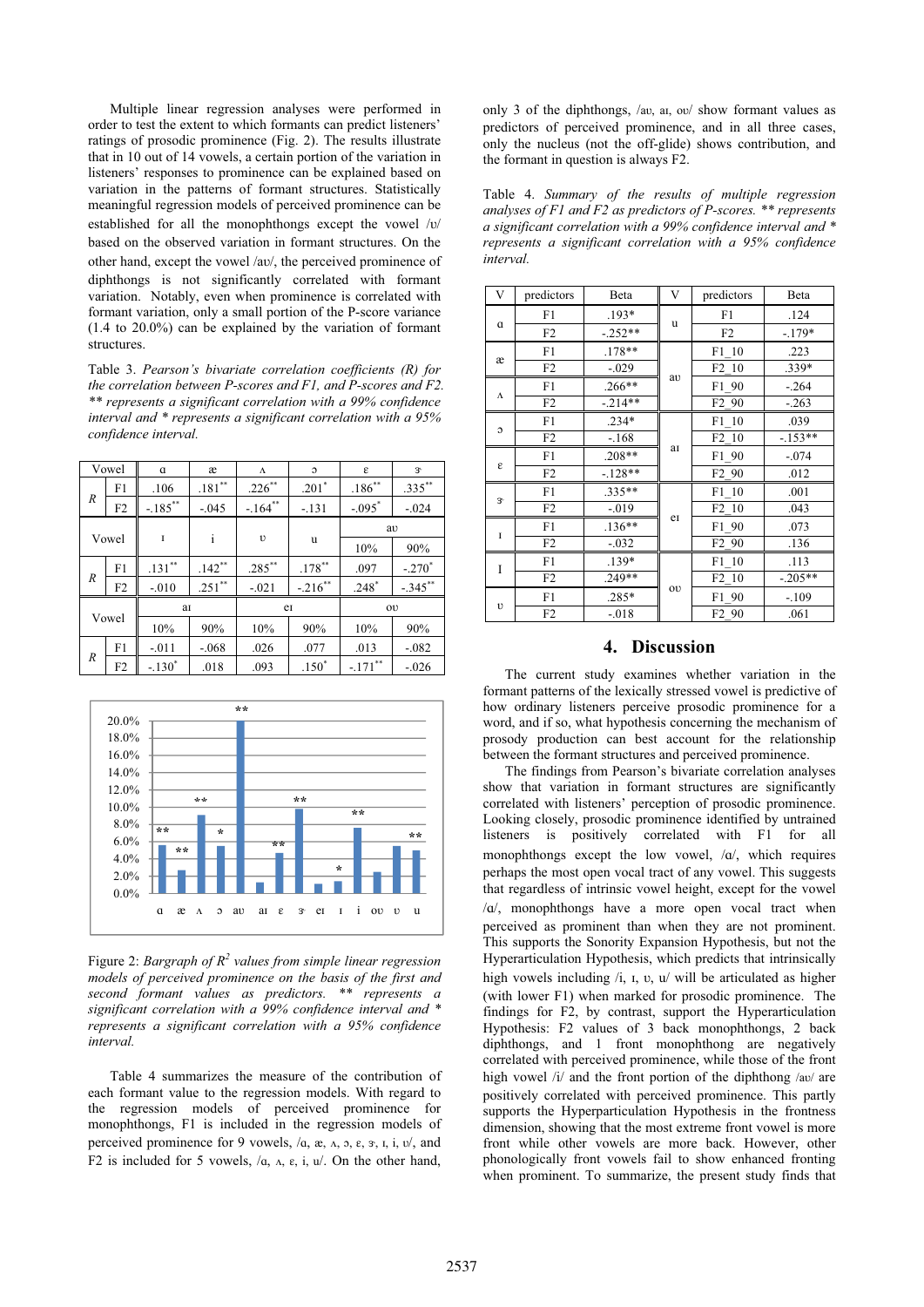Multiple linear regression analyses were performed in order to test the extent to which formants can predict listeners' ratings of prosodic prominence (Fig. 2). The results illustrate that in 10 out of 14 vowels, a certain portion of the variation in listeners' responses to prominence can be explained based on variation in the patterns of formant structures. Statistically meaningful regression models of perceived prominence can be established for all the monophthongs except the vowel /ʊ/ based on the observed variation in formant structures. On the other hand, except the vowel /aʊ/, the perceived prominence of diphthongs is not significantly correlated with formant variation. Notably, even when prominence is correlated with formant variation, only a small portion of the P-score variance (1.4 to 20.0%) can be explained by the variation of formant structures.

Table 3. *Pearson's bivariate correlation coefficients (R) for the correlation between P-scores and F1, and P-scores and F2. ** represents a significant correlation with a 99% confidence interval and * represents a significant correlation with a 95% confidence interval.*

| Vowel | | ɑ | æ | ʌ | ɔ | ɛ | ɝ |
|---|---|---|---|---|---|---|---|
| R | F1 | .106 | .181** | .226** | .201* | .186** | .335** |
| | F2 | -.185** | -.045 | -.164** | -.131 | -.095* | -.024 |
| Vowel | | ɪ | i | ʊ | u | aʊ 10% | aʊ 90% |
| R | F1 | .131** | .142** | .285** | .178** | .097 | -.270* |
| | F2 | -.010 | .251** | -.021 | -.216** | .248* | -.345** |
| Vowel | | aɪ 10% | aɪ 90% | eɪ 10% | eɪ 90% | oʊ 10% | oʊ 90% |
| R | F1 | -.011 | -.068 | .026 | .077 | .013 | -.082 |
| | F2 | -.130* | .018 | .093 | .150* | -.171** | -.026 |

Figure 2: *Bargraph of $R^2$ values from simple linear regression models of perceived prominence on the basis of the first and second formant values as predictors. ** represents a significant correlation with a 99% confidence interval and * represents a significant correlation with a 95% confidence interval.*

Table 4 summarizes the measure of the contribution of each formant value to the regression models. With regard to the regression models of perceived prominence for monophthongs, F1 is included in the regression models of perceived prominence for 9 vowels, /ɑ, æ, ʌ, ɔ, ɛ, ɝ, ɪ, i, ʊ/, and F2 is included for 5 vowels, /ɑ, ʌ, ɛ, i, u/. On the other hand, only 3 of the diphthongs, /aʊ, aɪ, oʊ/ show formant values as predictors of perceived prominence, and in all three cases, only the nucleus (not the off-glide) shows contribution, and the formant in question is always F2.

Table 4. *Summary of the results of multiple regression analyses of F1 and F2 as predictors of P-scores. ** represents a significant correlation with a 99% confidence interval and * represents a significant correlation with a 95% confidence interval.*

| V | predictors | Beta | V | predictors | Beta |
|---|---|---|---|---|---|
| ɑ | F1 | .193* | u | F1 | .124 |
| | F2 | -.252** | | F2 | -.179* |
| æ | F1 | .178** | aʊ | F1_10 | .223 |
| | F2 | -.029 | | F2_10 | .339* |
| ʌ | F1 | .266** | | F1_90 | -.264 |
| | F2 | -.214** | | F2_90 | -.263 |
| ɔ | F1 | .234* | aɪ | F1_10 | .039 |
| | F2 | -.168 | | F2_10 | -.153** |
| ɛ | F1 | .208** | | F1_90 | -.074 |
| | F2 | -.128** | | F2_90 | .012 |
| ɝ | F1 | .335** | eɪ | F1_10 | .001 |
| | F2 | -.019 | | F2_10 | .043 |
| ɪ | F1 | .136** | | F1_90 | .073 |
| | F2 | -.032 | | F2_90 | .136 |
| I | F1 | .139* | oʊ | F1_10 | .113 |
| | F2 | .249** | | F2_10 | -.205** |
| ʊ | F1 | .285* | | F1_90 | -.109 |
| | F2 | -.018 | | F2_90 | .061 |

## 4. Discussion

The current study examines whether variation in the formant patterns of the lexically stressed vowel is predictive of how ordinary listeners perceive prosodic prominence for a word, and if so, what hypothesis concerning the mechanism of prosody production can best account for the relationship between the formant structures and perceived prominence.

The findings from Pearson's bivariate correlation analyses show that variation in formant structures are significantly correlated with listeners' perception of prosodic prominence. Looking closely, prosodic prominence identified by untrained listeners is positively correlated with F1 for all monophthongs except the low vowel, /ɑ/, which requires perhaps the most open vocal tract of any vowel. This suggests that regardless of intrinsic vowel height, except for the vowel /ɑ/, monophthongs have a more open vocal tract when perceived as prominent than when they are not prominent. This supports the Sonority Expansion Hypothesis, but not the Hyperarticulation Hypothesis, which predicts that intrinsically high vowels including /i, ɪ, ʊ, u/ will be articulated as higher (with lower F1) when marked for prosodic prominence. The findings for F2, by contrast, support the Hyperarticulation Hypothesis: F2 values of 3 back monophthongs, 2 back diphthongs, and 1 front monophthong are negatively correlated with perceived prominence, while those of the front high vowel /i/ and the front portion of the diphthong /aʊ/ are positively correlated with perceived prominence. This partly supports the Hyperarticulation Hypothesis in the frontness dimension, showing that the most extreme front vowel is more front while other vowels are more back. However, other phonologically front vowels fail to show enhanced fronting when prominent. To summarize, the present study finds that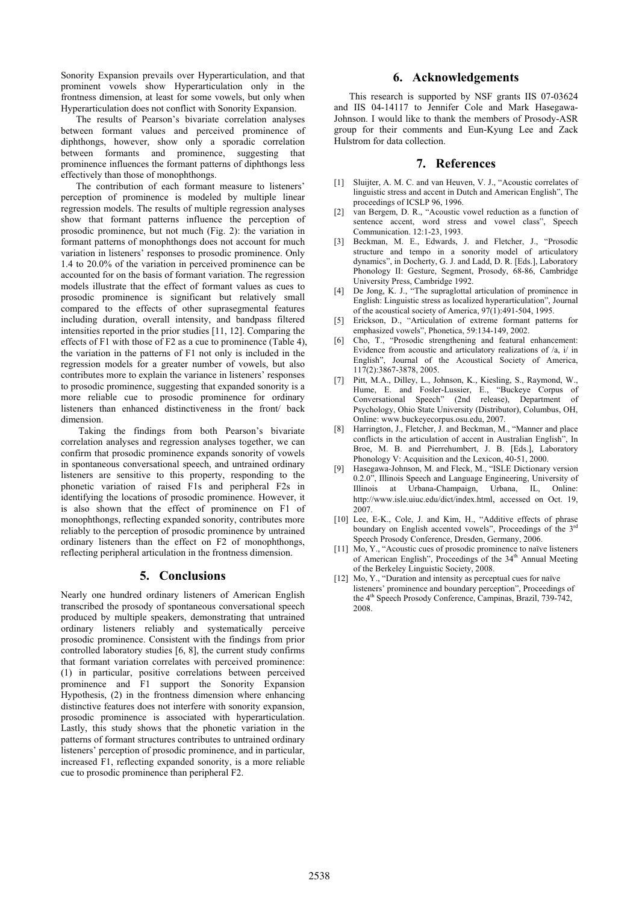Sonority Expansion prevails over Hyperarticulation, and that prominent vowels show Hyperarticulation only in the frontness dimension, at least for some vowels, but only when Hyperarticulation does not conflict with Sonority Expansion.

The results of Pearson's bivariate correlation analyses between formant values and perceived prominence of diphthongs, however, show only a sporadic correlation between formants and prominence, suggesting that prominence influences the formant patterns of diphthongs less effectively than those of monophthongs.

The contribution of each formant measure to listeners' perception of prominence is modeled by multiple linear regression models. The results of multiple regression analyses show that formant patterns influence the perception of prosodic prominence, but not much (Fig. 2): the variation in formant patterns of monophthongs does not account for much variation in listeners' responses to prosodic prominence. Only 1.4 to 20.0% of the variation in perceived prominence can be accounted for on the basis of formant variation. The regression models illustrate that the effect of formant values as cues to prosodic prominence is significant but relatively small compared to the effects of other suprasegmental features including duration, overall intensity, and bandpass filtered intensities reported in the prior studies [11, 12]. Comparing the effects of F1 with those of F2 as a cue to prominence (Table 4), the variation in the patterns of F1 not only is included in the regression models for a greater number of vowels, but also contributes more to explain the variance in listeners' responses to prosodic prominence, suggesting that expanded sonority is a more reliable cue to prosodic prominence for ordinary listeners than enhanced distinctiveness in the front/ back dimension.

Taking the findings from both Pearson's bivariate correlation analyses and regression analyses together, we can confirm that prosodic prominence expands sonority of vowels in spontaneous conversational speech, and untrained ordinary listeners are sensitive to this property, responding to the phonetic variation of raised F1s and peripheral F2s in identifying the locations of prosodic prominence. However, it is also shown that the effect of prominence on F1 of monophthongs, reflecting expanded sonority, contributes more reliably to the perception of prosodic prominence by untrained ordinary listeners than the effect on F2 of monophthongs, reflecting peripheral articulation in the frontness dimension.

## 5. Conclusions

Nearly one hundred ordinary listeners of American English transcribed the prosody of spontaneous conversational speech produced by multiple speakers, demonstrating that untrained ordinary listeners reliably and systematically perceive prosodic prominence. Consistent with the findings from prior controlled laboratory studies [6, 8], the current study confirms that formant variation correlates with perceived prominence: (1) in particular, positive correlations between perceived prominence and F1 support the Sonority Expansion Hypothesis, (2) in the frontness dimension where enhancing distinctive features does not interfere with sonority expansion, prosodic prominence is associated with hyperarticulation. Lastly, this study shows that the phonetic variation in the patterns of formant structures contributes to untrained ordinary listeners' perception of prosodic prominence, and in particular, increased F1, reflecting expanded sonority, is a more reliable cue to prosodic prominence than peripheral F2.

## 6. Acknowledgements

This research is supported by NSF grants IIS 07-03624 and IIS 04-14117 to Jennifer Cole and Mark Hasegawa-Johnson. I would like to thank the members of Prosody-ASR group for their comments and Eun-Kyung Lee and Zack Hulstrom for data collection.

## 7. References

[1] Sluijter, A. M. C. and van Heuven, V. J., "Acoustic correlates of linguistic stress and accent in Dutch and American English", The proceedings of ICSLP 96, 1996.

[2] van Bergem, D. R., "Acoustic vowel reduction as a function of sentence accent, word stress and vowel class", Speech Communication. 12:1-23, 1993.

[3] Beckman, M. E., Edwards, J. and Fletcher, J., "Prosodic structure and tempo in a sonority model of articulatory dynamics", in Docherty, G. J. and Ladd, D. R. [Eds.], Laboratory Phonology II: Gesture, Segment, Prosody, 68-86, Cambridge University Press, Cambridge 1992.

[4] De Jong, K. J., "The supraglottal articulation of prominence in English: Linguistic stress as localized hyperarticulation", Journal of the acoustical society of America, 97(1):491-504, 1995.

[5] Erickson, D., "Articulation of extreme formant patterns for emphasized vowels", Phonetica, 59:134-149, 2002.

[6] Cho, T., "Prosodic strengthening and featural enhancement: Evidence from acoustic and articulatory realizations of /a, i/ in English", Journal of the Acoustical Society of America, 117(2):3867-3878, 2005.

[7] Pitt, M.A., Dilley, L., Johnson, K., Kiesling, S., Raymond, W., Hume, E. and Fosler-Lussier, E., "Buckeye Corpus of Conversational Speech" (2nd release), Department of Psychology, Ohio State University (Distributor), Columbus, OH, Online: www.buckeyecorpus.osu.edu, 2007.

[8] Harrington, J., Fletcher, J. and Beckman, M., "Manner and place conflicts in the articulation of accent in Australian English", In Broe, M. B. and Pierrehumbert, J. B. [Eds.], Laboratory Phonology V: Acquisition and the Lexicon, 40-51, 2000.

[9] Hasegawa-Johnson, M. and Fleck, M., "ISLE Dictionary version 0.2.0", Illinois Speech and Language Engineering, University of Illinois at Urbana-Champaign, Urbana, IL, Online: http://www.isle.uiuc.edu/dict/index.html, accessed on Oct. 19, 2007.

[10] Lee, E-K., Cole, J. and Kim, H., "Additive effects of phrase boundary on English accented vowels", Proceedings of the 3rd Speech Prosody Conference, Dresden, Germany, 2006.

[11] Mo, Y., "Acoustic cues of prosodic prominence to naïve listeners of American English", Proceedings of the 34th Annual Meeting of the Berkeley Linguistic Society, 2008.

[12] Mo, Y., "Duration and intensity as perceptual cues for naïve listeners' prominence and boundary perception", Proceedings of the 4th Speech Prosody Conference, Campinas, Brazil, 739-742, 2008.